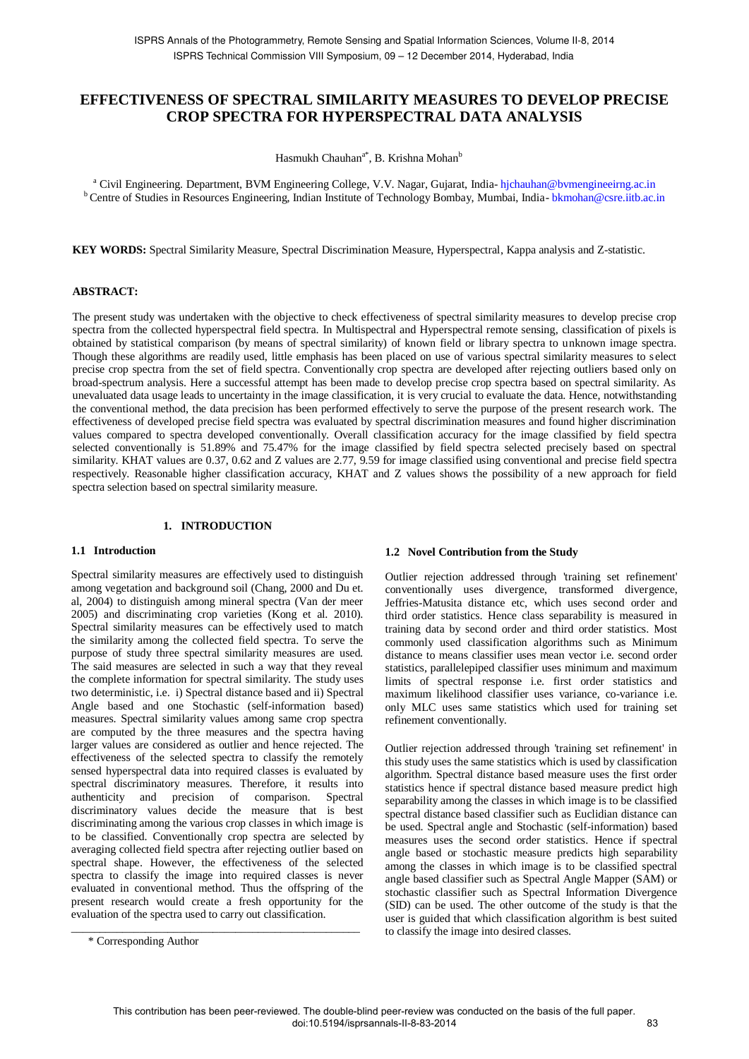# EFFECTIVENESS OF SPECTRAL SIMILARITY MEASURES TO DEVELOP PRECISE CROP SPECTRA FOR HYPERSPECTRAL DATA ANALYSIS

Hasmukh Chauhan[a*], B. Krishna Mohan[b]

[a] Civil Engineering. Department, BVM Engineering College, V.V. Nagar, Gujarat, India- hjchauhan@bvmengineeirng.ac.in
[b] Centre of Studies in Resources Engineering, Indian Institute of Technology Bombay, Mumbai, India- bkmohan@csre.iitb.ac.in

**KEY WORDS:** Spectral Similarity Measure, Spectral Discrimination Measure, Hyperspectral, Kappa analysis and Z-statistic.

## ABSTRACT:

The present study was undertaken with the objective to check effectiveness of spectral similarity measures to develop precise crop spectra from the collected hyperspectral field spectra. In Multispectral and Hyperspectral remote sensing, classification of pixels is obtained by statistical comparison (by means of spectral similarity) of known field or library spectra to unknown image spectra. Though these algorithms are readily used, little emphasis has been placed on use of various spectral similarity measures to select precise crop spectra from the set of field spectra. Conventionally crop spectra are developed after rejecting outliers based only on broad-spectrum analysis. Here a successful attempt has been made to develop precise crop spectra based on spectral similarity. As unevaluated data usage leads to uncertainty in the image classification, it is very crucial to evaluate the data. Hence, notwithstanding the conventional method, the data precision has been performed effectively to serve the purpose of the present research work. The effectiveness of developed precise field spectra was evaluated by spectral discrimination measures and found higher discrimination values compared to spectra developed conventionally. Overall classification accuracy for the image classified by field spectra selected conventionally is 51.89% and 75.47% for the image classified by field spectra selected precisely based on spectral similarity. KHAT values are 0.37, 0.62 and Z values are 2.77, 9.59 for image classified using conventional and precise field spectra respectively. Reasonable higher classification accuracy, KHAT and Z values shows the possibility of a new approach for field spectra selection based on spectral similarity measure.

## 1. INTRODUCTION

### 1.1 Introduction

Spectral similarity measures are effectively used to distinguish among vegetation and background soil (Chang, 2000 and Du et. al, 2004) to distinguish among mineral spectra (Van der meer 2005) and discriminating crop varieties (Kong et al. 2010). Spectral similarity measures can be effectively used to match the similarity among the collected field spectra. To serve the purpose of study three spectral similarity measures are used. The said measures are selected in such a way that they reveal the complete information for spectral similarity. The study uses two deterministic, i.e. i) Spectral distance based and ii) Spectral Angle based and one Stochastic (self-information based) measures. Spectral similarity values among same crop spectra are computed by the three measures and the spectra having larger values are considered as outlier and hence rejected. The effectiveness of the selected spectra to classify the remotely sensed hyperspectral data into required classes is evaluated by spectral discriminatory measures. Therefore, it results into authenticity and precision of comparison. Spectral discriminatory values decide the measure that is best discriminating among the various crop classes in which image is to be classified. Conventionally crop spectra are selected by averaging collected field spectra after rejecting outlier based on spectral shape. However, the effectiveness of the selected spectra to classify the image into required classes is never evaluated in conventional method. Thus the offspring of the present research would create a fresh opportunity for the evaluation of the spectra used to carry out classification.

### 1.2 Novel Contribution from the Study

Outlier rejection addressed through 'training set refinement' conventionally uses divergence, transformed divergence, Jeffries-Matusita distance etc, which uses second order and third order statistics. Hence class separability is measured in training data by second order and third order statistics. Most commonly used classification algorithms such as Minimum distance to means classifier uses mean vector i.e. second order statistics, parallelepiped classifier uses minimum and maximum limits of spectral response i.e. first order statistics and maximum likelihood classifier uses variance, co-variance i.e. only MLC uses same statistics which used for training set refinement conventionally.

Outlier rejection addressed through 'training set refinement' in this study uses the same statistics which is used by classification algorithm. Spectral distance based measure uses the first order statistics hence if spectral distance based measure predict high separability among the classes in which image is to be classified spectral distance based classifier such as Euclidian distance can be used. Spectral angle and Stochastic (self-information) based measures uses the second order statistics. Hence if spectral angle based or stochastic measure predicts high separability among the classes in which image is to be classified spectral angle based classifier such as Spectral Angle Mapper (SAM) or stochastic classifier such as Spectral Information Divergence (SID) can be used. The other outcome of the study is that the user is guided that which classification algorithm is best suited to classify the image into desired classes.

\* Corresponding Author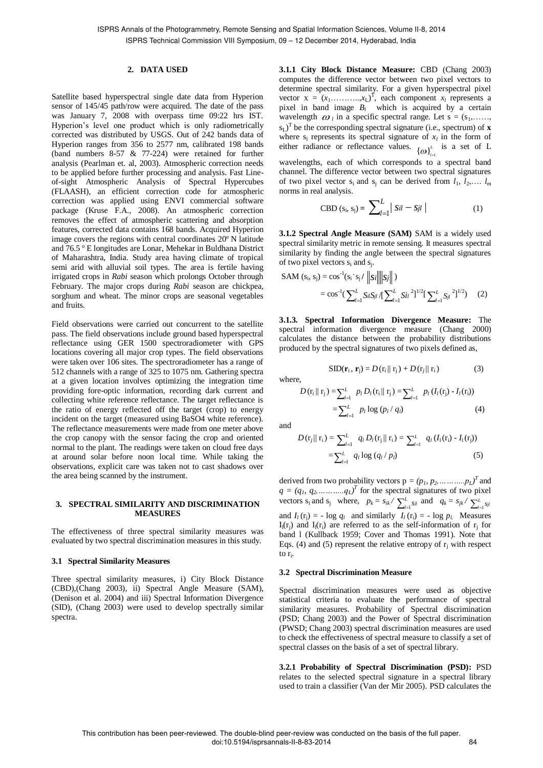## 2. DATA USED

Satellite based hyperspectral single date data from Hyperion sensor of 145/45 path/row were acquired. The date of the pass was January 7, 2008 with overpass time 09:22 hrs IST. Hyperion's level one product which is only radiometrically corrected was distributed by USGS. Out of 242 bands data of Hyperion ranges from 356 to 2577 nm, calibrated 198 bands (band numbers 8-57 & 77-224) were retained for further analysis (Pearlman et. al, 2003). Atmospheric correction needs to be applied before further processing and analysis. Fast Line-of-sight Atmospheric Analysis of Spectral Hypercubes (FLAASH), an efficient correction code for atmospheric correction was applied using ENVI commercial software package (Kruse F.A., 2008). An atmospheric correction removes the effect of atmospheric scattering and absorption features, corrected data contains 168 bands. Acquired Hyperion image covers the regions with central coordinates 20º N latitude and 76.5 º E longitudes are Lonar, Mehekar in Buldhana District of Maharashtra, India. Study area having climate of tropical semi arid with alluvial soil types. The area is fertile having irrigated crops in *Rabi* season which prolongs October through February. The major crops during *Rabi* season are chickpea, sorghum and wheat. The minor crops are seasonal vegetables and fruits.

Field observations were carried out concurrent to the satellite pass. The field observations include ground based hyperspectral reflectance using GER 1500 spectroradiometer with GPS locations covering all major crop types. The field observations were taken over 106 sites. The spectroradiometer has a range of 512 channels with a range of 325 to 1075 nm. Gathering spectra at a given location involves optimizing the integration time providing fore-optic information, recording dark current and collecting white reference reflectance. The target reflectance is the ratio of energy reflected off the target (crop) to energy incident on the target (measured using BaSO4 white reference). The reflectance measurements were made from one meter above the crop canopy with the sensor facing the crop and oriented normal to the plant. The readings were taken on cloud free days at around solar before noon local time. While taking the observations, explicit care was taken not to cast shadows over the area being scanned by the instrument.

## 3. SPECTRAL SIMILARITY AND DISCRIMINATION MEASURES

The effectiveness of three spectral similarity measures was evaluated by two spectral discrimination measures in this study.

### 3.1 Spectral Similarity Measures

Three spectral similarity measures, i) City Block Distance (CBD),(Chang 2003), ii) Spectral Angle Measure (SAM), (Denison et al. 2004) and iii) Spectral Information Divergence (SID), (Chang 2003) were used to develop spectrally similar spectra.

**3.1.1 City Block Distance Measure:** CBD (Chang 2003) computes the difference vector between two pixel vectors to determine spectral similarity. For a given hyperspectral pixel vector $x = (x_1 \ldots\ldots\ldots, x_L)^T$, each component $x_l$ represents a pixel in band image $B_l$ which is acquired by a certain wavelength $\omega_l$ in a specific spectral range. Let $s = (s_1, \ldots\ldots, s_L)^T$ be the corresponding spectral signature (i.e., spectrum) of **x** where $s_l$ represents its spectral signature of $x_l$ in the form of either radiance or reflectance values. $\{\omega\}_{l=1}^{L}$ is a set of L wavelengths, each of which corresponds to a spectral band channel. The difference vector between two spectral signatures of two pixel vector $s_i$ and $s_j$ can be derived from $l_1, l_2, \ldots. l_m$ norms in real analysis.

$$\text{CBD}(s_i, s_j) = \sum_{l=1}^{L} \left| s_{il} - s_{jl} \right| \tag{1}$$

**3.1.2 Spectral Angle Measure (SAM)** SAM is a widely used spectral similarity metric in remote sensing. It measures spectral similarity by finding the angle between the spectral signatures of two pixel vectors $s_i$ and $s_j$.

$$\begin{aligned} \text{SAM}(s_i, s_j) &= \cos^{-1}(s_i \cdot s_j / \|s_i\|\|s_j\|) \\ &= \cos^{-1}\left(\sum_{l=1}^{L} s_{il}s_{jl} / [\sum_{l=1}^{L} s_{il}^{\;2}]^{1/2} [\sum_{l=1}^{L} s_{jl}^{\;2}]^{1/2}\right) \end{aligned} \tag{2}$$

**3.1.3. Spectral Information Divergence Measure:** The spectral information divergence measure (Chang 2000) calculates the distance between the probability distributions produced by the spectral signatures of two pixels defined as,

$$\text{SID}(\mathbf{r}_i, \mathbf{r}_j) = D(\mathrm{r}_i \| \mathrm{r}_j) + D(\mathrm{r}_j \| \mathrm{r}_i) \tag{3}$$

where,

$$\begin{aligned} D(\mathrm{r}_i \| \mathrm{r}_j) &= \sum_{l=1}^{L} p_l D_l(\mathrm{r}_i \| \mathrm{r}_j) = \sum_{l=1}^{L} p_l \left(I_l(\mathrm{r}_j) - I_l(\mathrm{r}_i)\right) \\ &= \sum_{l=1}^{L} p_l \log(p_l / q_l) \end{aligned} \tag{4}$$

and

$$\begin{aligned} D(\mathrm{r}_j \| \mathrm{r}_i) &= \sum_{l=1}^{L} q_l D_l(\mathrm{r}_j \| \mathrm{r}_i) = \sum_{l=1}^{L} q_l \left(I_l(\mathrm{r}_i) - I_l(\mathrm{r}_j)\right) \\ &= \sum_{l=1}^{L} q_l \log(q_l / p_l) \end{aligned} \tag{5}$$

derived from two probability vectors $p = (p_1, p_2, \ldots\ldots\ldots p_L)^T$ and $q = (q_1, q_2, \ldots\ldots\ldots q_L)^T$ for the spectral signatures of two pixel vectors $s_i$ and $s_j$ where, $p_k = s_{ik} / \sum_{l=1}^{L} s_{il}$ and $q_k = s_{jk} / \sum_{l=1}^{L} s_{jl}$ and $I_l(\mathrm{r}_j) = -\log q_l$ and similarly $I_l(\mathrm{r}_i) = -\log p_l$. Measures $I_l(\mathrm{r}_j)$ and $I_l(\mathrm{r}_i)$ are referred to as the self-information of $\mathrm{r}_j$ for band l (Kullback 1959; Cover and Thomas 1991). Note that Eqs. (4) and (5) represent the relative entropy of $\mathrm{r}_j$ with respect to $\mathrm{r}_i$.

### 3.2 Spectral Discrimination Measure

Spectral discrimination measures were used as objective statistical criteria to evaluate the performance of spectral similarity measures. Probability of Spectral discrimination (PSD; Chang 2003) and the Power of Spectral discrimination (PWSD; Chang 2003) spectral discrimination measures are used to check the effectiveness of spectral measure to classify a set of spectral classes on the basis of a set of spectral library.

**3.2.1 Probability of Spectral Discrimination (PSD):** PSD relates to the selected spectral signature in a spectral library used to train a classifier (Van der Mir 2005). PSD calculates the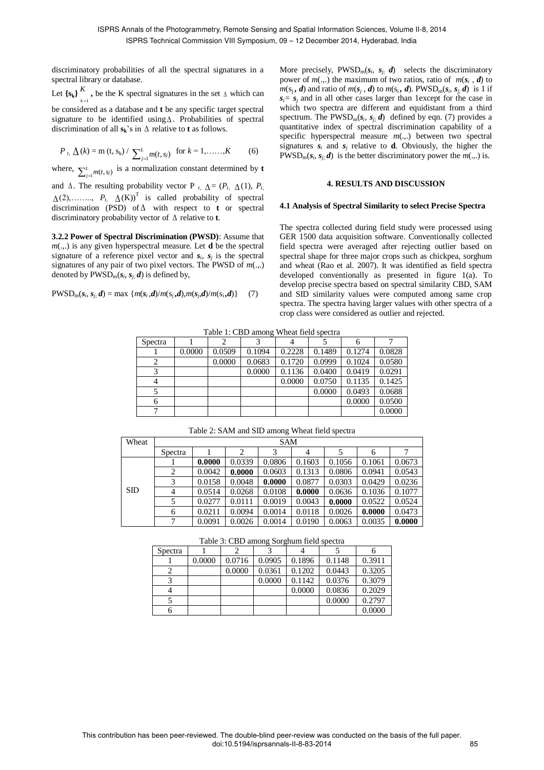discriminatory probabilities of all the spectral signatures in a spectral library or database.

Let $\{\mathbf{s_k}\}_{k=1}^{K}$, be the K spectral signatures in the set $\Delta$ which can be considered as a database and **t** be any specific target spectral signature to be identified using $\Delta$. Probabilities of spectral discrimination of all $\mathbf{s_k}$'s in $\Delta$ relative to **t** as follows.

$$P_{t,\Delta}(k) = m(t, s_k) / \sum_{j=1}^{L} m(t, s_j) \quad \text{for } k = 1, \ldots, K \tag{6}$$

where, $\sum_{j=1}^{L} m(t, s_j)$ is a normalization constant determined by **t** and $\Delta$. The resulting probability vector $P_{t,\Delta} = (P_{t,\Delta}(1), P_{t,\Delta}(2), \ldots, P_{t,\Delta}(K))^T$ is called probability of spectral discrimination (PSD) of $\Delta$ with respect to **t** or spectral discriminatory probability vector of $\Delta$ relative to **t**.

**3.2.2 Power of Spectral Discrimination (PWSD)**: Assume that $m(.,.)$ is any given hyperspectral measure. Let **d** be the spectral signature of a reference pixel vector and $\boldsymbol{s_i}$, $\boldsymbol{s_j}$ is the spectral signatures of any pair of two pixel vectors. The PWSD of $m(.,.)$ denoted by $\text{PWSD}_m(\boldsymbol{s_i}, \boldsymbol{s_j}; \boldsymbol{d})$ is defined by,

$$\text{PWSD}_m(\boldsymbol{s_i}, \boldsymbol{s_j}; \boldsymbol{d}) = \max\{m(\boldsymbol{s_i}, \boldsymbol{d})/m(\boldsymbol{s_j}, \boldsymbol{d}), m(\boldsymbol{s_j}, \boldsymbol{d})/m(\boldsymbol{s_i}, \boldsymbol{d})\} \tag{7}$$

More precisely, $\text{PWSD}_m(\boldsymbol{s_i}, \boldsymbol{s_j}; \boldsymbol{d})$ selects the discriminatory power of $m(.,.)$ the maximum of two ratios, ratio of $m(\boldsymbol{s_i}, \boldsymbol{d})$ to $m(\boldsymbol{s_j}, \boldsymbol{d})$ and ratio of $m(\boldsymbol{s_j}, \boldsymbol{d})$ to $m(\boldsymbol{s_i}, \boldsymbol{d})$. $\text{PWSD}_m(\boldsymbol{s_i}, \boldsymbol{s_j}; \boldsymbol{d})$ is 1 if $\boldsymbol{s_i} = \boldsymbol{s_j}$ and in all other cases larger than 1except for the case in which two spectra are different and equidistant from a third spectrum. The $\text{PWSD}_m(\boldsymbol{s_i}, \boldsymbol{s_j}; \boldsymbol{d})$ defined by eqn. (7) provides a quantitative index of spectral discrimination capability of a specific hyperspectral measure $m(.,.)$ between two spectral signatures $\boldsymbol{s_i}$ and $\boldsymbol{s_j}$ relative to **d**. Obviously, the higher the $\text{PWSD}_m(\boldsymbol{s_i}, \boldsymbol{s_j}; \boldsymbol{d})$ is the better discriminatory power the $m(.,.)$ is.

## 4. RESULTS AND DISCUSSION

### 4.1 Analysis of Spectral Similarity to select Precise Spectra

The spectra collected during field study were processed using GER 1500 data acquisition software. Conventionally collected field spectra were averaged after rejecting outlier based on spectral shape for three major crops such as chickpea, sorghum and wheat (Rao et al. 2007). It was identified as field spectra developed conventionally as presented in figure 1(a). To develop precise spectra based on spectral similarity CBD, SAM and SID similarity values were computed among same crop spectra. The spectra having larger values with other spectra of a crop class were considered as outlier and rejected.

Table 1: CBD among Wheat field spectra

| Spectra | 1 | 2 | 3 | 4 | 5 | 6 | 7 |
|---|---|---|---|---|---|---|---|
| 1 | 0.0000 | 0.0509 | 0.1094 | 0.2228 | 0.1489 | 0.1274 | 0.0828 |
| 2 | | 0.0000 | 0.0683 | 0.1720 | 0.0999 | 0.1024 | 0.0580 |
| 3 | | | 0.0000 | 0.1136 | 0.0400 | 0.0419 | 0.0291 |
| 4 | | | | 0.0000 | 0.0750 | 0.1135 | 0.1425 |
| 5 | | | | | 0.0000 | 0.0493 | 0.0688 |
| 6 | | | | | | 0.0000 | 0.0500 |
| 7 | | | | | | | 0.0000 |

Table 2: SAM and SID among Wheat field spectra

| Wheat | SAM | | | | | | | |
|---|---|---|---|---|---|---|---|---|
| | Spectra | 1 | 2 | 3 | 4 | 5 | 6 | 7 |
| SID | 1 | **0.0000** | 0.0339 | 0.0806 | 0.1603 | 0.1056 | 0.1061 | 0.0673 |
| | 2 | 0.0042 | **0.0000** | 0.0603 | 0.1313 | 0.0806 | 0.0941 | 0.0543 |
| | 3 | 0.0158 | 0.0048 | **0.0000** | 0.0877 | 0.0303 | 0.0429 | 0.0236 |
| | 4 | 0.0514 | 0.0268 | 0.0108 | **0.0000** | 0.0636 | 0.1036 | 0.1077 |
| | 5 | 0.0277 | 0.0111 | 0.0019 | 0.0043 | **0.0000** | 0.0522 | 0.0524 |
| | 6 | 0.0211 | 0.0094 | 0.0014 | 0.0118 | 0.0026 | **0.0000** | 0.0473 |
| | 7 | 0.0091 | 0.0026 | 0.0014 | 0.0190 | 0.0063 | 0.0035 | **0.0000** |

Table 3: CBD among Sorghum field spectra

| Spectra | 1 | 2 | 3 | 4 | 5 | 6 |
|---|---|---|---|---|---|---|
| 1 | 0.0000 | 0.0716 | 0.0905 | 0.1896 | 0.1148 | 0.3911 |
| 2 | | 0.0000 | 0.0361 | 0.1202 | 0.0443 | 0.3205 |
| 3 | | | 0.0000 | 0.1142 | 0.0376 | 0.3079 |
| 4 | | | | 0.0000 | 0.0836 | 0.2029 |
| 5 | | | | | 0.0000 | 0.2797 |
| 6 | | | | | | 0.0000 |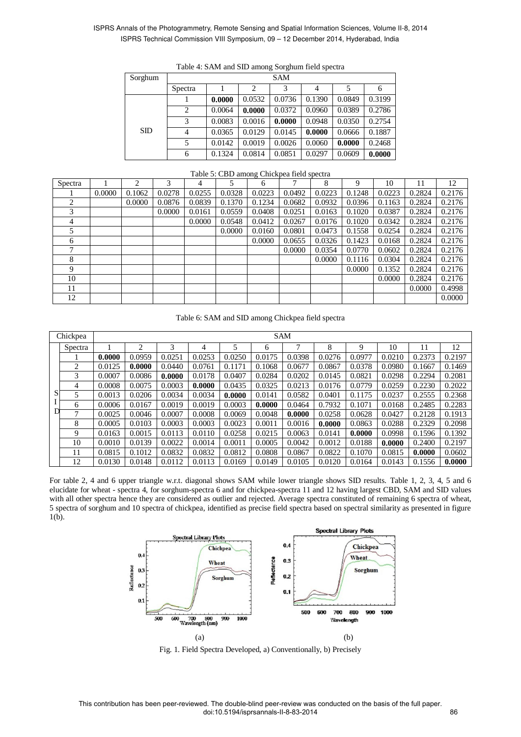Table 4: SAM and SID among Sorghum field spectra

| Sorghum | | SAM | | | | | |
|---|---|---|---|---|---|---|---|
| | Spectra | 1 | 2 | 3 | 4 | 5 | 6 |
| SID | 1 | **0.0000** | 0.0532 | 0.0736 | 0.1390 | 0.0849 | 0.3199 |
| | 2 | 0.0064 | **0.0000** | 0.0372 | 0.0960 | 0.0389 | 0.2786 |
| | 3 | 0.0083 | 0.0016 | **0.0000** | 0.0948 | 0.0350 | 0.2754 |
| | 4 | 0.0365 | 0.0129 | 0.0145 | **0.0000** | 0.0666 | 0.1887 |
| | 5 | 0.0142 | 0.0019 | 0.0026 | 0.0060 | **0.0000** | 0.2468 |
| | 6 | 0.1324 | 0.0814 | 0.0851 | 0.0297 | 0.0609 | **0.0000** |

Table 5: CBD among Chickpea field spectra

| Spectra | 1 | 2 | 3 | 4 | 5 | 6 | 7 | 8 | 9 | 10 | 11 | 12 |
|---|---|---|---|---|---|---|---|---|---|---|---|---|
| 1 | 0.0000 | 0.1062 | 0.0278 | 0.0255 | 0.0328 | 0.0223 | 0.0492 | 0.0223 | 0.1248 | 0.0223 | 0.2824 | 0.2176 |
| 2 | | 0.0000 | 0.0876 | 0.0839 | 0.1370 | 0.1234 | 0.0682 | 0.0932 | 0.0396 | 0.1163 | 0.2824 | 0.2176 |
| 3 | | | 0.0000 | 0.0161 | 0.0559 | 0.0408 | 0.0251 | 0.0163 | 0.1020 | 0.0387 | 0.2824 | 0.2176 |
| 4 | | | | 0.0000 | 0.0548 | 0.0412 | 0.0267 | 0.0176 | 0.1020 | 0.0342 | 0.2824 | 0.2176 |
| 5 | | | | | 0.0000 | 0.0160 | 0.0801 | 0.0473 | 0.1558 | 0.0254 | 0.2824 | 0.2176 |
| 6 | | | | | | 0.0000 | 0.0655 | 0.0326 | 0.1423 | 0.0168 | 0.2824 | 0.2176 |
| 7 | | | | | | | 0.0000 | 0.0354 | 0.0770 | 0.0602 | 0.2824 | 0.2176 |
| 8 | | | | | | | | 0.0000 | 0.1116 | 0.0304 | 0.2824 | 0.2176 |
| 9 | | | | | | | | | 0.0000 | 0.1352 | 0.2824 | 0.2176 |
| 10 | | | | | | | | | | 0.0000 | 0.2824 | 0.2176 |
| 11 | | | | | | | | | | | 0.0000 | 0.4998 |
| 12 | | | | | | | | | | | | 0.0000 |

Table 6: SAM and SID among Chickpea field spectra

| Chickpea | | SAM | | | | | | | | | | | |
|---|---|---|---|---|---|---|---|---|---|---|---|---|---|
| | Spectra | 1 | 2 | 3 | 4 | 5 | 6 | 7 | 8 | 9 | 10 | 11 | 12 |
| SID | 1 | **0.0000** | 0.0959 | 0.0251 | 0.0253 | 0.0250 | 0.0175 | 0.0398 | 0.0276 | 0.0977 | 0.0210 | 0.2373 | 0.2197 |
| | 2 | 0.0125 | **0.0000** | 0.0440 | 0.0761 | 0.1171 | 0.1068 | 0.0677 | 0.0867 | 0.0378 | 0.0980 | 0.1667 | 0.1469 |
| | 3 | 0.0007 | 0.0086 | **0.0000** | 0.0178 | 0.0407 | 0.0284 | 0.0202 | 0.0145 | 0.0821 | 0.0298 | 0.2294 | 0.2081 |
| | 4 | 0.0008 | 0.0075 | 0.0003 | **0.0000** | 0.0435 | 0.0325 | 0.0213 | 0.0176 | 0.0779 | 0.0259 | 0.2230 | 0.2022 |
| | 5 | 0.0013 | 0.0206 | 0.0034 | 0.0034 | **0.0000** | 0.0141 | 0.0582 | 0.0401 | 0.1175 | 0.0237 | 0.2555 | 0.2368 |
| | 6 | 0.0006 | 0.0167 | 0.0019 | 0.0019 | 0.0003 | **0.0000** | 0.0464 | 0.7932 | 0.1071 | 0.0168 | 0.2485 | 0.2283 |
| | 7 | 0.0025 | 0.0046 | 0.0007 | 0.0008 | 0.0069 | 0.0048 | **0.0000** | 0.0258 | 0.0628 | 0.0427 | 0.2128 | 0.1913 |
| | 8 | 0.0005 | 0.0103 | 0.0003 | 0.0003 | 0.0023 | 0.0011 | 0.0016 | **0.0000** | 0.0863 | 0.0288 | 0.2329 | 0.2098 |
| | 9 | 0.0163 | 0.0015 | 0.0113 | 0.0110 | 0.0258 | 0.0215 | 0.0063 | 0.0141 | **0.0000** | 0.0998 | 0.1596 | 0.1392 |
| | 10 | 0.0010 | 0.0139 | 0.0022 | 0.0014 | 0.0011 | 0.0005 | 0.0042 | 0.0012 | 0.0188 | **0.0000** | 0.2400 | 0.2197 |
| | 11 | 0.0815 | 0.1012 | 0.0832 | 0.0832 | 0.0812 | 0.0808 | 0.0867 | 0.0822 | 0.1070 | 0.0815 | **0.0000** | 0.0602 |
| | 12 | 0.0130 | 0.0148 | 0.0112 | 0.0113 | 0.0169 | 0.0149 | 0.0105 | 0.0120 | 0.0164 | 0.0143 | 0.1556 | **0.0000** |

For table 2, 4 and 6 upper triangle w.r.t. diagonal shows SAM while lower triangle shows SID results. Table 1, 2, 3, 4, 5 and 6 elucidate for wheat - spectra 4, for sorghum-spectra 6 and for chickpea-spectra 11 and 12 having largest CBD, SAM and SID values with all other spectra hence they are considered as outlier and rejected. Average spectra constituted of remaining 6 spectra of wheat, 5 spectra of sorghum and 10 spectra of chickpea, identified as precise field spectra based on spectral similarity as presented in figure 1(b).

(a) (b)

Fig. 1. Field Spectra Developed, a) Conventionally, b) Precisely

This contribution has been peer-reviewed. The double-blind peer-review was conducted on the basis of the full paper.
doi:10.5194/isprsannals-II-8-83-2014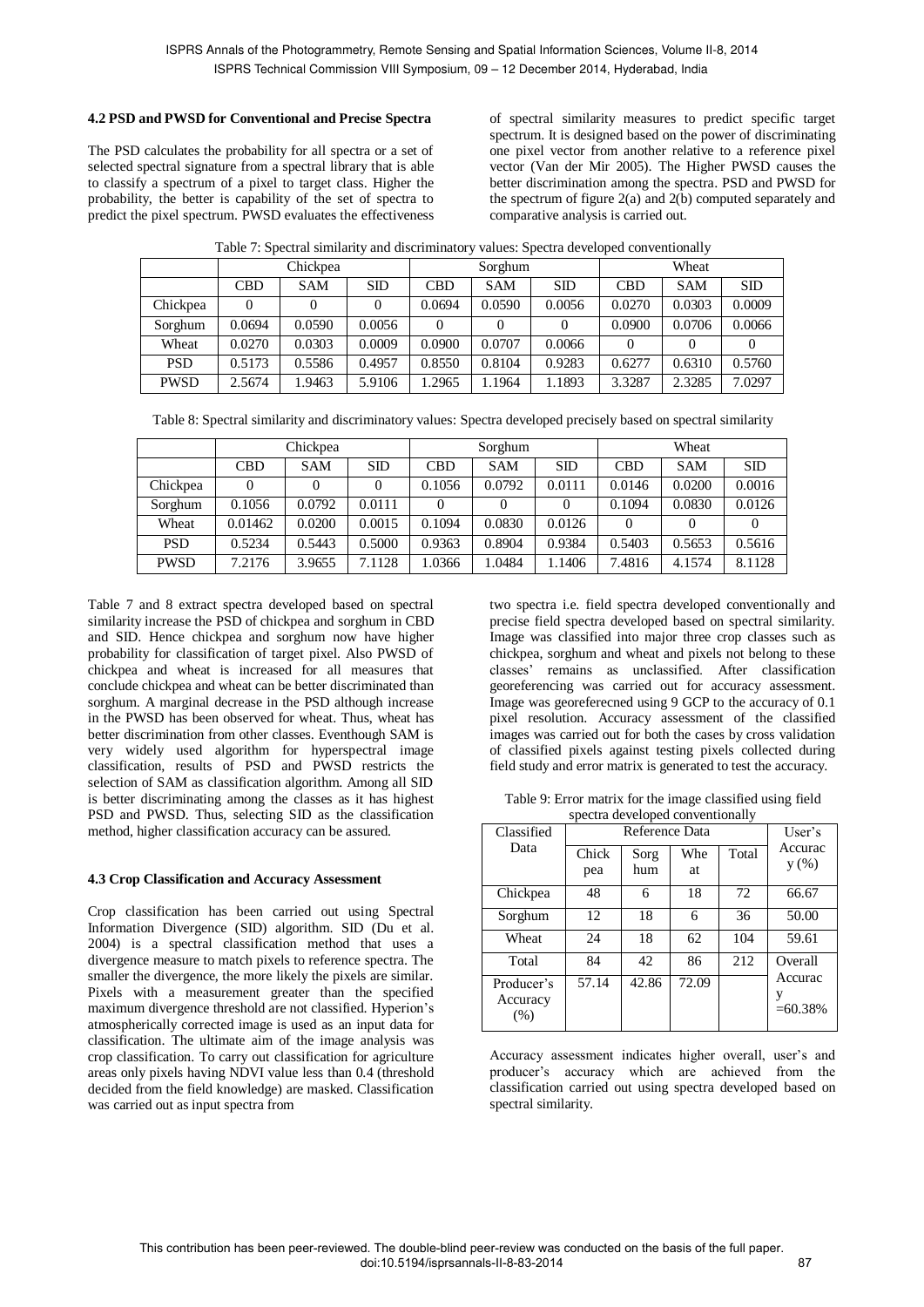### 4.2 PSD and PWSD for Conventional and Precise Spectra

The PSD calculates the probability for all spectra or a set of selected spectral signature from a spectral library that is able to classify a spectrum of a pixel to target class. Higher the probability, the better is capability of the set of spectra to predict the pixel spectrum. PWSD evaluates the effectiveness of spectral similarity measures to predict specific target spectrum. It is designed based on the power of discriminating one pixel vector from another relative to a reference pixel vector (Van der Mir 2005). The Higher PWSD causes the better discrimination among the spectra. PSD and PWSD for the spectrum of figure 2(a) and 2(b) computed separately and comparative analysis is carried out.

Table 7: Spectral similarity and discriminatory values: Spectra developed conventionally

| | Chickpea | | | Sorghum | | | Wheat | | |
|---|---|---|---|---|---|---|---|---|---|
| | CBD | SAM | SID | CBD | SAM | SID | CBD | SAM | SID |
| Chickpea | 0 | 0 | 0 | 0.0694 | 0.0590 | 0.0056 | 0.0270 | 0.0303 | 0.0009 |
| Sorghum | 0.0694 | 0.0590 | 0.0056 | 0 | 0 | 0 | 0.0900 | 0.0706 | 0.0066 |
| Wheat | 0.0270 | 0.0303 | 0.0009 | 0.0900 | 0.0707 | 0.0066 | 0 | 0 | 0 |
| PSD | 0.5173 | 0.5586 | 0.4957 | 0.8550 | 0.8104 | 0.9283 | 0.6277 | 0.6310 | 0.5760 |
| PWSD | 2.5674 | 1.9463 | 5.9106 | 1.2965 | 1.1964 | 1.1893 | 3.3287 | 2.3285 | 7.0297 |

Table 8: Spectral similarity and discriminatory values: Spectra developed precisely based on spectral similarity

| | Chickpea | | | Sorghum | | | Wheat | | |
|---|---|---|---|---|---|---|---|---|---|
| | CBD | SAM | SID | CBD | SAM | SID | CBD | SAM | SID |
| Chickpea | 0 | 0 | 0 | 0.1056 | 0.0792 | 0.0111 | 0.0146 | 0.0200 | 0.0016 |
| Sorghum | 0.1056 | 0.0792 | 0.0111 | 0 | 0 | 0 | 0.1094 | 0.0830 | 0.0126 |
| Wheat | 0.01462 | 0.0200 | 0.0015 | 0.1094 | 0.0830 | 0.0126 | 0 | 0 | 0 |
| PSD | 0.5234 | 0.5443 | 0.5000 | 0.9363 | 0.8904 | 0.9384 | 0.5403 | 0.5653 | 0.5616 |
| PWSD | 7.2176 | 3.9655 | 7.1128 | 1.0366 | 1.0484 | 1.1406 | 7.4816 | 4.1574 | 8.1128 |

Table 7 and 8 extract spectra developed based on spectral similarity increase the PSD of chickpea and sorghum in CBD and SID. Hence chickpea and sorghum now have higher probability for classification of target pixel. Also PWSD of chickpea and wheat is increased for all measures that conclude chickpea and wheat can be better discriminated than sorghum. A marginal decrease in the PSD although increase in the PWSD has been observed for wheat. Thus, wheat has better discrimination from other classes. Eventhough SAM is very widely used algorithm for hyperspectral image classification, results of PSD and PWSD restricts the selection of SAM as classification algorithm. Among all SID is better discriminating among the classes as it has highest PSD and PWSD. Thus, selecting SID as the classification method, higher classification accuracy can be assured.

### 4.3 Crop Classification and Accuracy Assessment

Crop classification has been carried out using Spectral Information Divergence (SID) algorithm. SID (Du et al. 2004) is a spectral classification method that uses a divergence measure to match pixels to reference spectra. The smaller the divergence, the more likely the pixels are similar. Pixels with a measurement greater than the specified maximum divergence threshold are not classified. Hyperion's atmospherically corrected image is used as an input data for classification. The ultimate aim of the image analysis was crop classification. To carry out classification for agriculture areas only pixels having NDVI value less than 0.4 (threshold decided from the field knowledge) are masked. Classification was carried out as input spectra from two spectra i.e. field spectra developed conventionally and precise field spectra developed based on spectral similarity. Image was classified into major three crop classes such as chickpea, sorghum and wheat and pixels not belong to these classes' remains as unclassified. After classification georeferencing was carried out for accuracy assessment. Image was georeferecned using 9 GCP to the accuracy of 0.1 pixel resolution. Accuracy assessment of the classified images was carried out for both the cases by cross validation of classified pixels against testing pixels collected during field study and error matrix is generated to test the accuracy.

Table 9: Error matrix for the image classified using field spectra developed conventionally

| Classified Data | Reference Data | | | | User's Accuracy (%) |
|---|---|---|---|---|---|
| | Chickpea | Sorghum | Wheat | Total | |
| Chickpea | 48 | 6 | 18 | 72 | 66.67 |
| Sorghum | 12 | 18 | 6 | 36 | 50.00 |
| Wheat | 24 | 18 | 62 | 104 | 59.61 |
| Total | 84 | 42 | 86 | 212 | Overall Accuracy =60.38% |
| Producer's Accuracy (%) | 57.14 | 42.86 | 72.09 | | |

Accuracy assessment indicates higher overall, user's and producer's accuracy which are achieved from the classification carried out using spectra developed based on spectral similarity.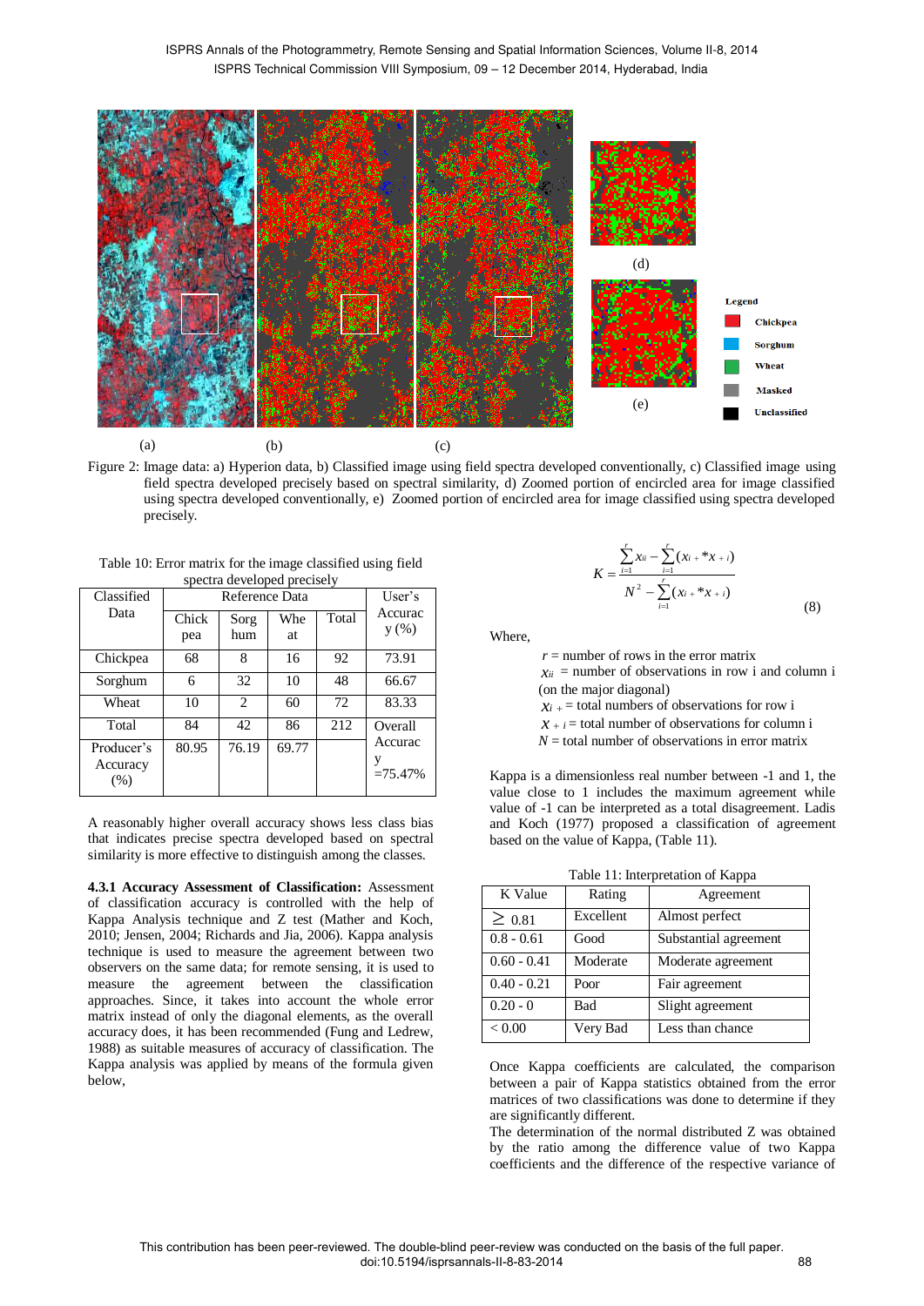Figure 2: Image data: a) Hyperion data, b) Classified image using field spectra developed conventionally, c) Classified image using field spectra developed precisely based on spectral similarity, d) Zoomed portion of encircled area for image classified using spectra developed conventionally, e) Zoomed portion of encircled area for image classified using spectra developed precisely.

Table 10: Error matrix for the image classified using field spectra developed precisely

| Classified Data | Reference Data | | | | User's Accuracy (%) |
|---|---|---|---|---|---|
| | Chickpea | Sorghum | Wheat | Total | |
| Chickpea | 68 | 8 | 16 | 92 | 73.91 |
| Sorghum | 6 | 32 | 10 | 48 | 66.67 |
| Wheat | 10 | 2 | 60 | 72 | 83.33 |
| Total | 84 | 42 | 86 | 212 | Overall Accuracy =75.47% |
| Producer's Accuracy (%) | 80.95 | 76.19 | 69.77 | | |

A reasonably higher overall accuracy shows less class bias that indicates precise spectra developed based on spectral similarity is more effective to distinguish among the classes.

**4.3.1 Accuracy Assessment of Classification:** Assessment of classification accuracy is controlled with the help of Kappa Analysis technique and Z test (Mather and Koch, 2010; Jensen, 2004; Richards and Jia, 2006). Kappa analysis technique is used to measure the agreement between two observers on the same data; for remote sensing, it is used to measure the agreement between the classification approaches. Since, it takes into account the whole error matrix instead of only the diagonal elements, as the overall accuracy does, it has been recommended (Fung and Ledrew, 1988) as suitable measures of accuracy of classification. The Kappa analysis was applied by means of the formula given below,

$$K = \frac{\sum_{i=1}^{r} x_{ii} - \sum_{i=1}^{r} (x_{i+} * x_{+i})}{N^2 - \sum_{i=1}^{r} (x_{i+} * x_{+i})} \quad (8)$$

Where,

$r$ = number of rows in the error matrix
$x_{ii}$ = number of observations in row i and column i (on the major diagonal)
$x_{i+}$ = total numbers of observations for row i
$x_{+i}$ = total number of observations for column i
$N$ = total number of observations in error matrix

Kappa is a dimensionless real number between -1 and 1, the value close to 1 includes the maximum agreement while value of -1 can be interpreted as a total disagreement. Ladis and Koch (1977) proposed a classification of agreement based on the value of Kappa, (Table 11).

Table 11: Interpretation of Kappa

| K Value | Rating | Agreement |
|---|---|---|
| ≥ 0.81 | Excellent | Almost perfect |
| 0.8 - 0.61 | Good | Substantial agreement |
| 0.60 - 0.41 | Moderate | Moderate agreement |
| 0.40 - 0.21 | Poor | Fair agreement |
| 0.20 - 0 | Bad | Slight agreement |
| < 0.00 | Very Bad | Less than chance |

Once Kappa coefficients are calculated, the comparison between a pair of Kappa statistics obtained from the error matrices of two classifications was done to determine if they are significantly different.

The determination of the normal distributed Z was obtained by the ratio among the difference value of two Kappa coefficients and the difference of the respective variance of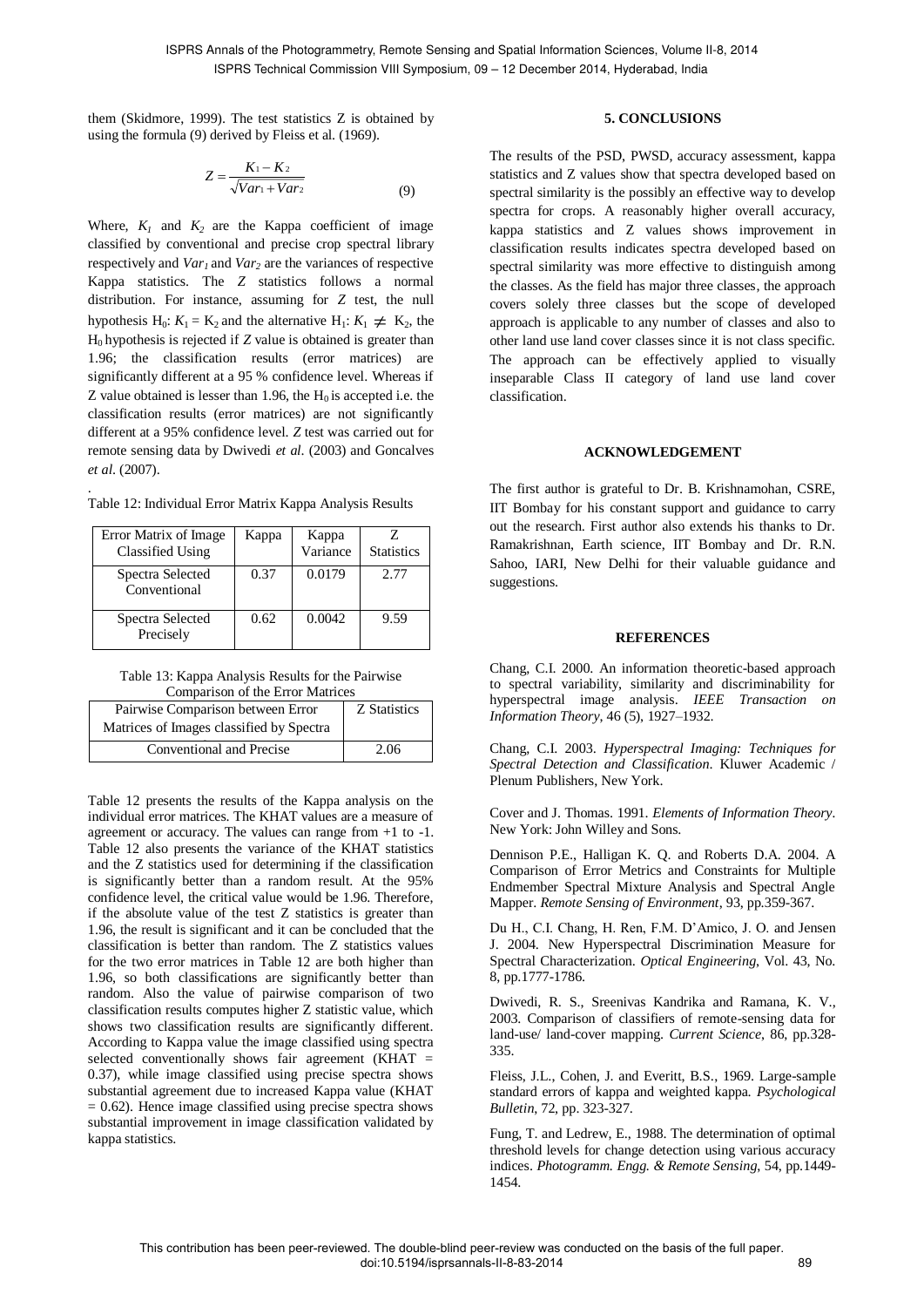them (Skidmore, 1999). The test statistics Z is obtained by using the formula (9) derived by Fleiss et al. (1969).

$$Z = \frac{K_1 - K_2}{\sqrt{Var_1 + Var_2}} \tag{9}$$

Where, $K_1$ and $K_2$ are the Kappa coefficient of image classified by conventional and precise crop spectral library respectively and $Var_1$ and $Var_2$ are the variances of respective Kappa statistics. The *Z* statistics follows a normal distribution. For instance, assuming for *Z* test, the null hypothesis $H_0$: $K_1 = K_2$ and the alternative $H_1$: $K_1 \neq K_2$, the $H_0$ hypothesis is rejected if *Z* value is obtained is greater than 1.96; the classification results (error matrices) are significantly different at a 95 % confidence level. Whereas if Z value obtained is lesser than 1.96, the $H_0$ is accepted i.e. the classification results (error matrices) are not significantly different at a 95% confidence level. *Z* test was carried out for remote sensing data by Dwivedi *et al*. (2003) and Goncalves *et al*. (2007).

Table 12: Individual Error Matrix Kappa Analysis Results

| Error Matrix of Image Classified Using | Kappa | Kappa Variance | Z Statistics |
|---|---|---|---|
| Spectra Selected Conventional | 0.37 | 0.0179 | 2.77 |
| Spectra Selected Precisely | 0.62 | 0.0042 | 9.59 |

Table 13: Kappa Analysis Results for the Pairwise Comparison of the Error Matrices

| Pairwise Comparison between Error Matrices of Images classified by Spectra | Z Statistics |
|---|---|
| Conventional and Precise | 2.06 |

Table 12 presents the results of the Kappa analysis on the individual error matrices. The KHAT values are a measure of agreement or accuracy. The values can range from +1 to -1. Table 12 also presents the variance of the KHAT statistics and the Z statistics used for determining if the classification is significantly better than a random result. At the 95% confidence level, the critical value would be 1.96. Therefore, if the absolute value of the test Z statistics is greater than 1.96, the result is significant and it can be concluded that the classification is better than random. The Z statistics values for the two error matrices in Table 12 are both higher than 1.96, so both classifications are significantly better than random. Also the value of pairwise comparison of two classification results computes higher Z statistic value, which shows two classification results are significantly different. According to Kappa value the image classified using spectra selected conventionally shows fair agreement (KHAT = 0.37), while image classified using precise spectra shows substantial agreement due to increased Kappa value (KHAT = 0.62). Hence image classified using precise spectra shows substantial improvement in image classification validated by kappa statistics.

## 5. CONCLUSIONS

The results of the PSD, PWSD, accuracy assessment, kappa statistics and Z values show that spectra developed based on spectral similarity is the possibly an effective way to develop spectra for crops. A reasonably higher overall accuracy, kappa statistics and Z values shows improvement in classification results indicates spectra developed based on spectral similarity was more effective to distinguish among the classes. As the field has major three classes, the approach covers solely three classes but the scope of developed approach is applicable to any number of classes and also to other land use land cover classes since it is not class specific. The approach can be effectively applied to visually inseparable Class II category of land use land cover classification.

## ACKNOWLEDGEMENT

The first author is grateful to Dr. B. Krishnamohan, CSRE, IIT Bombay for his constant support and guidance to carry out the research. First author also extends his thanks to Dr. Ramakrishnan, Earth science, IIT Bombay and Dr. R.N. Sahoo, IARI, New Delhi for their valuable guidance and suggestions.

## REFERENCES

Chang, C.I. 2000. An information theoretic-based approach to spectral variability, similarity and discriminability for hyperspectral image analysis. *IEEE Transaction on Information Theory*, 46 (5), 1927–1932.

Chang, C.I. 2003. *Hyperspectral Imaging: Techniques for Spectral Detection and Classification*. Kluwer Academic / Plenum Publishers, New York.

Cover and J. Thomas. 1991. *Elements of Information Theory*. New York: John Willey and Sons.

Dennison P.E., Halligan K. Q. and Roberts D.A. 2004. A Comparison of Error Metrics and Constraints for Multiple Endmember Spectral Mixture Analysis and Spectral Angle Mapper. *Remote Sensing of Environment*, 93, pp.359-367.

Du H., C.I. Chang, H. Ren, F.M. D'Amico, J. O. and Jensen J. 2004. New Hyperspectral Discrimination Measure for Spectral Characterization. *Optical Engineering*, Vol. 43, No. 8, pp.1777-1786.

Dwivedi, R. S., Sreenivas Kandrika and Ramana, K. V., 2003. Comparison of classifiers of remote-sensing data for land-use/ land-cover mapping. *Current Science*, 86, pp.328-335.

Fleiss, J.L., Cohen, J. and Everitt, B.S., 1969. Large-sample standard errors of kappa and weighted kappa. *Psychological Bulletin*, 72, pp. 323-327.

Fung, T. and Ledrew, E., 1988. The determination of optimal threshold levels for change detection using various accuracy indices. *Photogramm. Engg. & Remote Sensing*, 54, pp.1449-1454.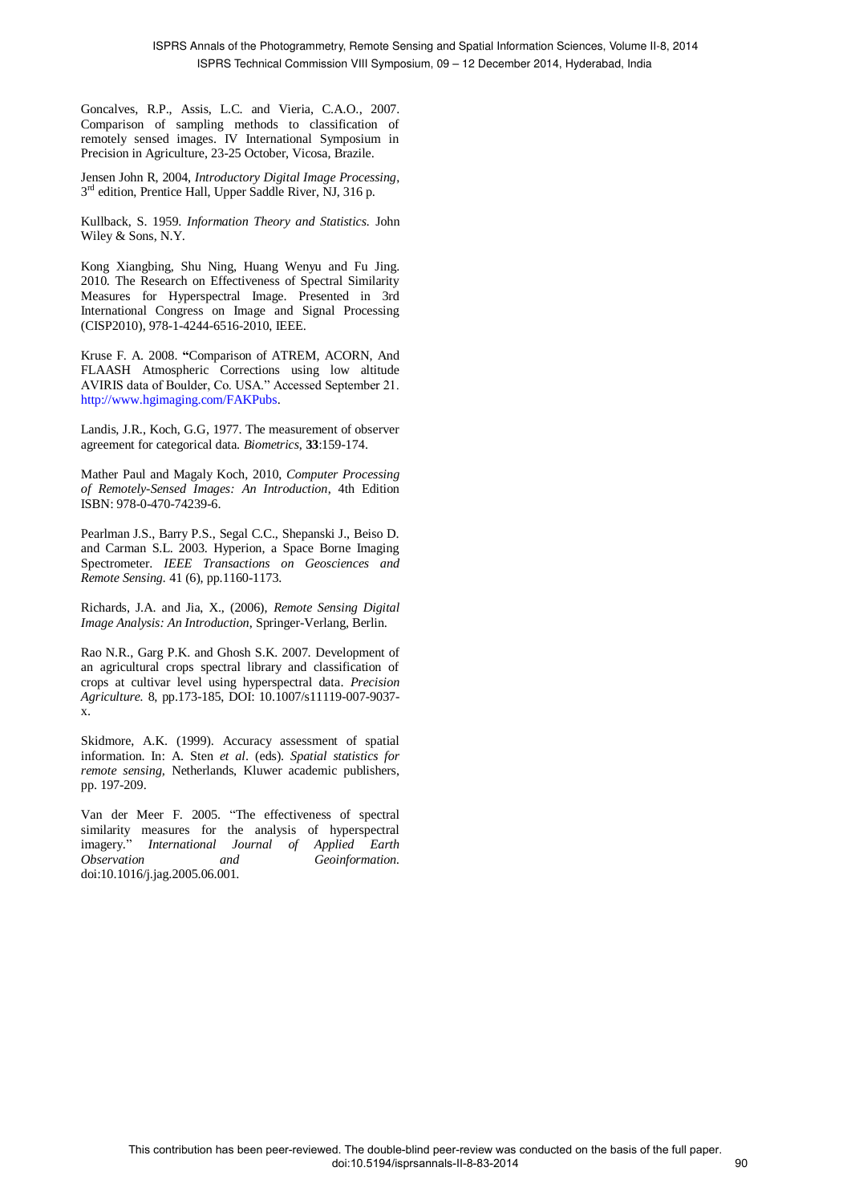Goncalves, R.P., Assis, L.C. and Vieria, C.A.O., 2007. Comparison of sampling methods to classification of remotely sensed images. IV International Symposium in Precision in Agriculture, 23-25 October, Vicosa, Brazile.

Jensen John R, 2004, *Introductory Digital Image Processing*, 3rd edition, Prentice Hall, Upper Saddle River, NJ, 316 p.

Kullback, S. 1959. *Information Theory and Statistics.* John Wiley & Sons, N.Y.

Kong Xiangbing, Shu Ning, Huang Wenyu and Fu Jing. 2010. The Research on Effectiveness of Spectral Similarity Measures for Hyperspectral Image. Presented in 3rd International Congress on Image and Signal Processing (CISP2010), 978-1-4244-6516-2010, IEEE.

Kruse F. A. 2008. **"**Comparison of ATREM, ACORN, And FLAASH Atmospheric Corrections using low altitude AVIRIS data of Boulder, Co. USA." Accessed September 21. http://www.hgimaging.com/FAKPubs.

Landis, J.R., Koch, G.G, 1977. The measurement of observer agreement for categorical data. *Biometrics*, **33**:159-174.

Mather Paul and Magaly Koch, 2010, *Computer Processing of Remotely-Sensed Images: An Introduction*, 4th Edition ISBN: 978-0-470-74239-6.

Pearlman J.S., Barry P.S., Segal C.C., Shepanski J., Beiso D. and Carman S.L. 2003. Hyperion, a Space Borne Imaging Spectrometer. *IEEE Transactions on Geosciences and Remote Sensing.* 41 (6), pp.1160-1173.

Richards, J.A. and Jia, X., (2006), *Remote Sensing Digital Image Analysis: An Introduction*, Springer-Verlang, Berlin.

Rao N.R., Garg P.K. and Ghosh S.K. 2007. Development of an agricultural crops spectral library and classification of crops at cultivar level using hyperspectral data. *Precision Agriculture.* 8, pp.173-185, DOI: 10.1007/s11119-007-9037-x.

Skidmore, A.K. (1999). Accuracy assessment of spatial information. In: A. Sten *et al*. (eds). *Spatial statistics for remote sensing*, Netherlands, Kluwer academic publishers, pp. 197-209.

Van der Meer F. 2005. "The effectiveness of spectral similarity measures for the analysis of hyperspectral imagery." *International Journal of Applied Earth Observation and Geoinformation.* doi:10.1016/j.jag.2005.06.001.